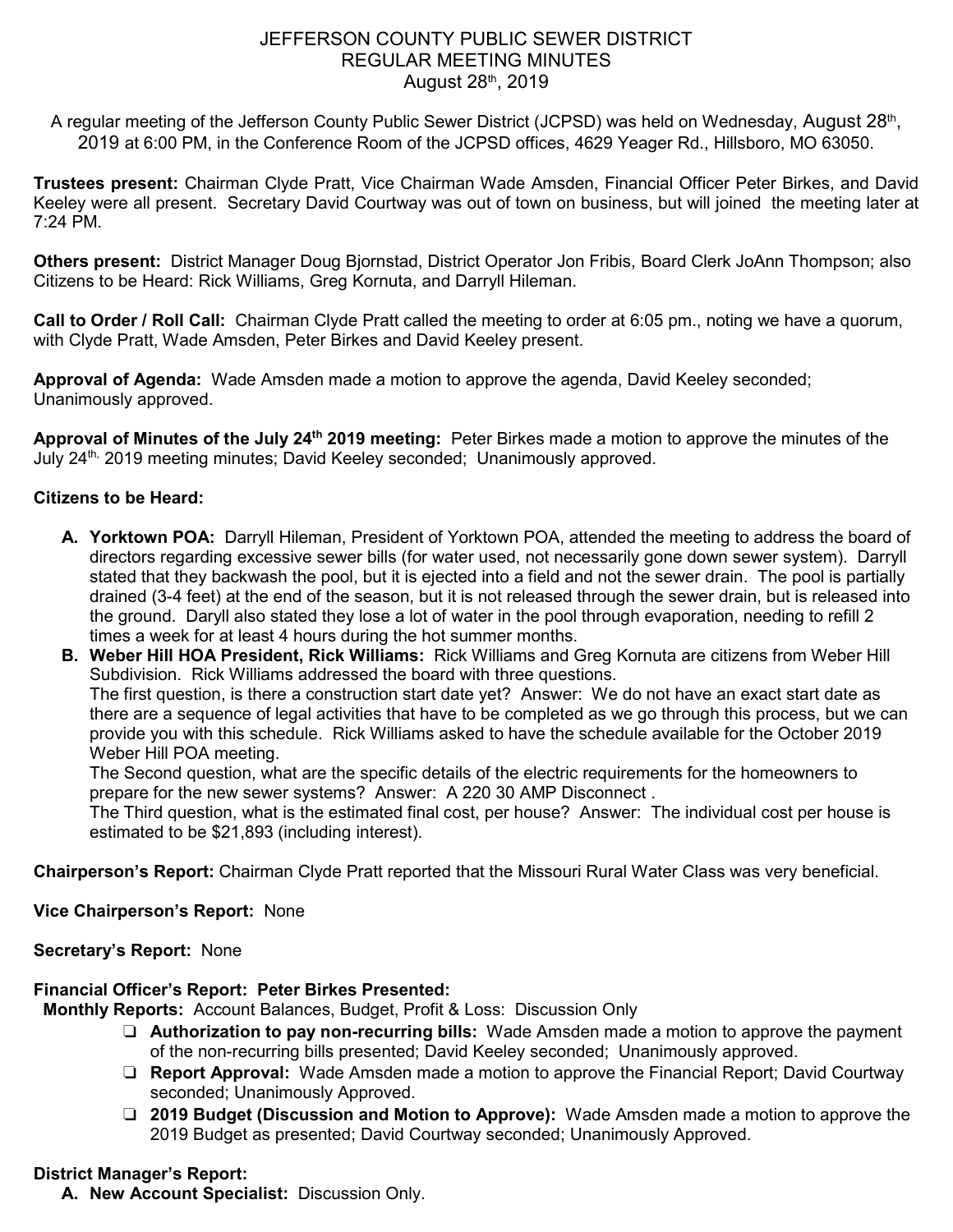# JEFFERSON COUNTY PUBLIC SEWER DISTRICT
## REGULAR MEETING MINUTES
### August 28th, 2019

A regular meeting of the Jefferson County Public Sewer District (JCPSD) was held on Wednesday, August 28th, 2019 at 6:00 PM, in the Conference Room of the JCPSD offices, 4629 Yeager Rd., Hillsboro, MO 63050.

**Trustees present:** Chairman Clyde Pratt, Vice Chairman Wade Amsden, Financial Officer Peter Birkes, and David Keeley were all present. Secretary David Courtway was out of town on business, but will joined the meeting later at 7:24 PM.

**Others present:** District Manager Doug Bjornstad, District Operator Jon Fribis, Board Clerk JoAnn Thompson; also Citizens to be Heard: Rick Williams, Greg Kornuta, and Darryll Hileman.

**Call to Order / Roll Call:** Chairman Clyde Pratt called the meeting to order at 6:05 pm., noting we have a quorum, with Clyde Pratt, Wade Amsden, Peter Birkes and David Keeley present.

**Approval of Agenda:** Wade Amsden made a motion to approve the agenda, David Keeley seconded; Unanimously approved.

**Approval of Minutes of the July 24th 2019 meeting:** Peter Birkes made a motion to approve the minutes of the July 24th, 2019 meeting minutes; David Keeley seconded; Unanimously approved.

**Citizens to be Heard:**

A. **Yorktown POA:** Darryll Hileman, President of Yorktown POA, attended the meeting to address the board of directors regarding excessive sewer bills (for water used, not necessarily gone down sewer system). Darryll stated that they backwash the pool, but it is ejected into a field and not the sewer drain. The pool is partially drained (3-4 feet) at the end of the season, but it is not released through the sewer drain, but is released into the ground. Daryll also stated they lose a lot of water in the pool through evaporation, needing to refill 2 times a week for at least 4 hours during the hot summer months.

B. **Weber Hill HOA President, Rick Williams:** Rick Williams and Greg Kornuta are citizens from Weber Hill Subdivision. Rick Williams addressed the board with three questions.
The first question, is there a construction start date yet? Answer: We do not have an exact start date as there are a sequence of legal activities that have to be completed as we go through this process, but we can provide you with this schedule. Rick Williams asked to have the schedule available for the October 2019 Weber Hill POA meeting.
The Second question, what are the specific details of the electric requirements for the homeowners to prepare for the new sewer systems? Answer: A 220 30 AMP Disconnect .
The Third question, what is the estimated final cost, per house? Answer: The individual cost per house is estimated to be $21,893 (including interest).

**Chairperson's Report:** Chairman Clyde Pratt reported that the Missouri Rural Water Class was very beneficial.

**Vice Chairperson's Report:** None

**Secretary's Report:** None

**Financial Officer's Report: Peter Birkes Presented:**

**Monthly Reports:** Account Balances, Budget, Profit & Loss: Discussion Only

- ❏ **Authorization to pay non-recurring bills:** Wade Amsden made a motion to approve the payment of the non-recurring bills presented; David Keeley seconded; Unanimously approved.
- ❏ **Report Approval:** Wade Amsden made a motion to approve the Financial Report; David Courtway seconded; Unanimously Approved.
- ❏ **2019 Budget (Discussion and Motion to Approve):** Wade Amsden made a motion to approve the 2019 Budget as presented; David Courtway seconded; Unanimously Approved.

**District Manager's Report:**

A. **New Account Specialist:** Discussion Only.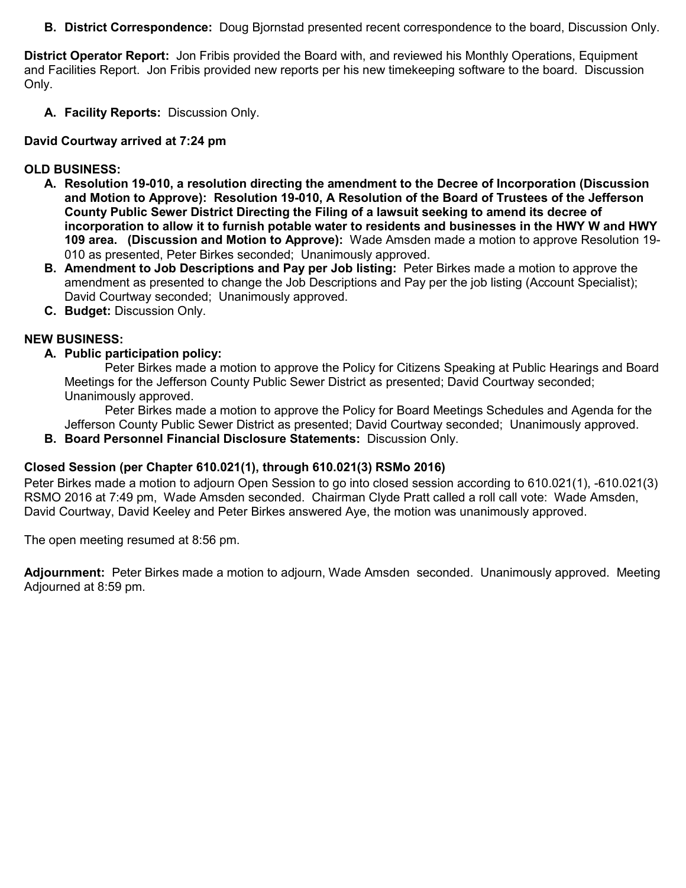**B. District Correspondence:** Doug Bjornstad presented recent correspondence to the board, Discussion Only.

**District Operator Report:** Jon Fribis provided the Board with, and reviewed his Monthly Operations, Equipment and Facilities Report. Jon Fribis provided new reports per his new timekeeping software to the board. Discussion Only.

**A. Facility Reports:** Discussion Only.

**David Courtway arrived at 7:24 pm**

**OLD BUSINESS:**

- **A. Resolution 19-010, a resolution directing the amendment to the Decree of Incorporation (Discussion and Motion to Approve): Resolution 19-010, A Resolution of the Board of Trustees of the Jefferson County Public Sewer District Directing the Filing of a lawsuit seeking to amend its decree of incorporation to allow it to furnish potable water to residents and businesses in the HWY W and HWY 109 area. (Discussion and Motion to Approve):** Wade Amsden made a motion to approve Resolution 19-010 as presented, Peter Birkes seconded; Unanimously approved.
- **B. Amendment to Job Descriptions and Pay per Job listing:** Peter Birkes made a motion to approve the amendment as presented to change the Job Descriptions and Pay per the job listing (Account Specialist); David Courtway seconded; Unanimously approved.
- **C. Budget:** Discussion Only.

**NEW BUSINESS:**

- **A. Public participation policy:**

  Peter Birkes made a motion to approve the Policy for Citizens Speaking at Public Hearings and Board Meetings for the Jefferson County Public Sewer District as presented; David Courtway seconded; Unanimously approved.

  Peter Birkes made a motion to approve the Policy for Board Meetings Schedules and Agenda for the Jefferson County Public Sewer District as presented; David Courtway seconded; Unanimously approved.
- **B. Board Personnel Financial Disclosure Statements:** Discussion Only.

**Closed Session (per Chapter 610.021(1), through 610.021(3) RSMo 2016)**

Peter Birkes made a motion to adjourn Open Session to go into closed session according to 610.021(1), -610.021(3) RSMO 2016 at 7:49 pm, Wade Amsden seconded. Chairman Clyde Pratt called a roll call vote: Wade Amsden, David Courtway, David Keeley and Peter Birkes answered Aye, the motion was unanimously approved.

The open meeting resumed at 8:56 pm.

**Adjournment:** Peter Birkes made a motion to adjourn, Wade Amsden seconded. Unanimously approved. Meeting Adjourned at 8:59 pm.